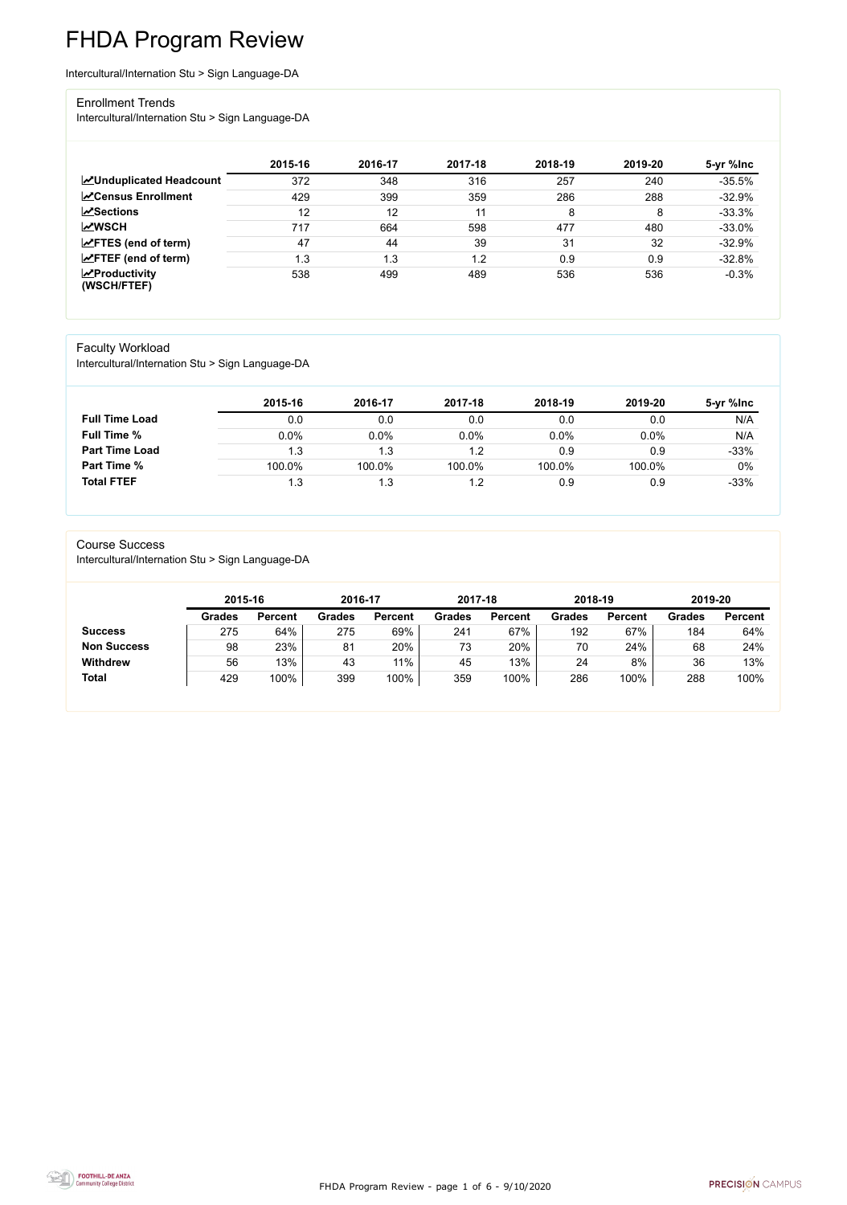# FHDA Program Review

Intercultural/Internation Stu > Sign Language-DA

## Enrollment Trends

Intercultural/Internation Stu > Sign Language-DA

| | 2015-16 | 2016-17 | 2017-18 | 2018-19 | 2019-20 | 5-yr %Inc |
|---|---|---|---|---|---|---|
| **Unduplicated Headcount** | 372 | 348 | 316 | 257 | 240 | -35.5% |
| **Census Enrollment** | 429 | 399 | 359 | 286 | 288 | -32.9% |
| **Sections** | 12 | 12 | 11 | 8 | 8 | -33.3% |
| **WSCH** | 717 | 664 | 598 | 477 | 480 | -33.0% |
| **FTES (end of term)** | 47 | 44 | 39 | 31 | 32 | -32.9% |
| **FTEF (end of term)** | 1.3 | 1.3 | 1.2 | 0.9 | 0.9 | -32.8% |
| **Productivity (WSCH/FTEF)** | 538 | 499 | 489 | 536 | 536 | -0.3% |

## Faculty Workload

Intercultural/Internation Stu > Sign Language-DA

| | 2015-16 | 2016-17 | 2017-18 | 2018-19 | 2019-20 | 5-yr %Inc |
|---|---|---|---|---|---|---|
| **Full Time Load** | 0.0 | 0.0 | 0.0 | 0.0 | 0.0 | N/A |
| **Full Time %** | 0.0% | 0.0% | 0.0% | 0.0% | 0.0% | N/A |
| **Part Time Load** | 1.3 | 1.3 | 1.2 | 0.9 | 0.9 | -33% |
| **Part Time %** | 100.0% | 100.0% | 100.0% | 100.0% | 100.0% | 0% |
| **Total FTEF** | 1.3 | 1.3 | 1.2 | 0.9 | 0.9 | -33% |

## Course Success

Intercultural/Internation Stu > Sign Language-DA

| | 2015-16 | | 2016-17 | | 2017-18 | | 2018-19 | | 2019-20 | |
|---|---|---|---|---|---|---|---|---|---|---|
| | **Grades** | **Percent** | **Grades** | **Percent** | **Grades** | **Percent** | **Grades** | **Percent** | **Grades** | **Percent** |
| **Success** | 275 | 64% | 275 | 69% | 241 | 67% | 192 | 67% | 184 | 64% |
| **Non Success** | 98 | 23% | 81 | 20% | 73 | 20% | 70 | 24% | 68 | 24% |
| **Withdrew** | 56 | 13% | 43 | 11% | 45 | 13% | 24 | 8% | 36 | 13% |
| **Total** | 429 | 100% | 399 | 100% | 359 | 100% | 286 | 100% | 288 | 100% |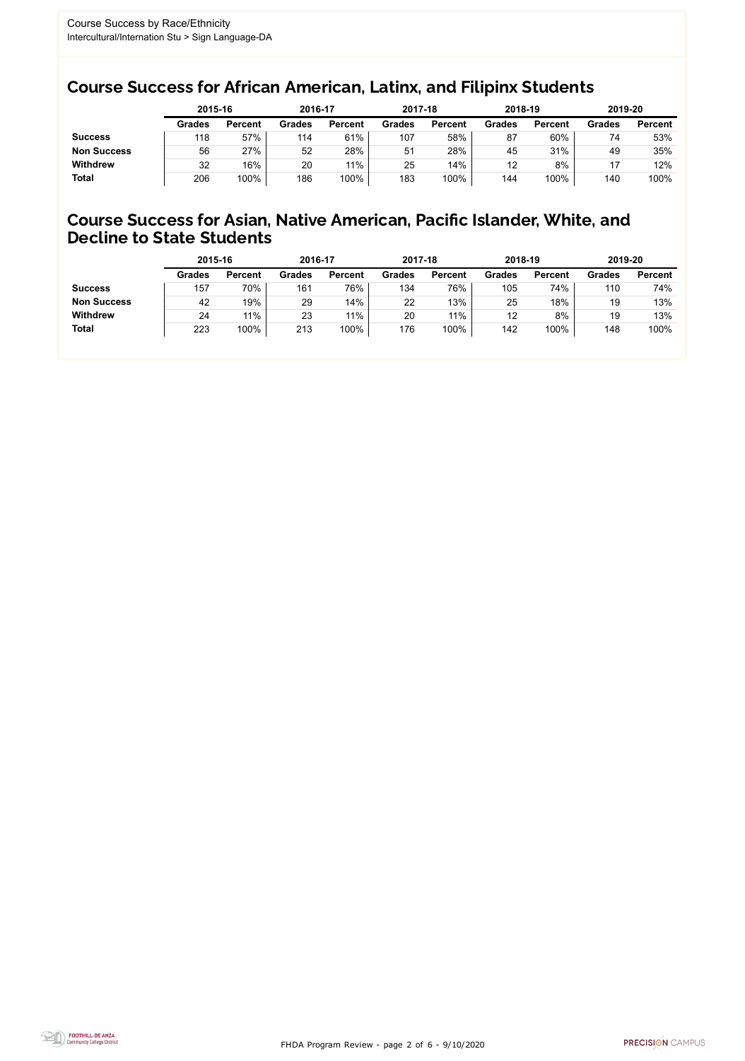Course Success by Race/Ethnicity
Intercultural/Internation Stu > Sign Language-DA

## Course Success for African American, Latinx, and Filipinx Students

| | 2015-16 | | 2016-17 | | 2017-18 | | 2018-19 | | 2019-20 | |
|---|---|---|---|---|---|---|---|---|---|---|
| | Grades | Percent | Grades | Percent | Grades | Percent | Grades | Percent | Grades | Percent |
| **Success** | 118 | 57% | 114 | 61% | 107 | 58% | 87 | 60% | 74 | 53% |
| **Non Success** | 56 | 27% | 52 | 28% | 51 | 28% | 45 | 31% | 49 | 35% |
| **Withdrew** | 32 | 16% | 20 | 11% | 25 | 14% | 12 | 8% | 17 | 12% |
| **Total** | 206 | 100% | 186 | 100% | 183 | 100% | 144 | 100% | 140 | 100% |

## Course Success for Asian, Native American, Pacific Islander, White, and Decline to State Students

| | 2015-16 | | 2016-17 | | 2017-18 | | 2018-19 | | 2019-20 | |
|---|---|---|---|---|---|---|---|---|---|---|
| | Grades | Percent | Grades | Percent | Grades | Percent | Grades | Percent | Grades | Percent |
| **Success** | 157 | 70% | 161 | 76% | 134 | 76% | 105 | 74% | 110 | 74% |
| **Non Success** | 42 | 19% | 29 | 14% | 22 | 13% | 25 | 18% | 19 | 13% |
| **Withdrew** | 24 | 11% | 23 | 11% | 20 | 11% | 12 | 8% | 19 | 13% |
| **Total** | 223 | 100% | 213 | 100% | 176 | 100% | 142 | 100% | 148 | 100% |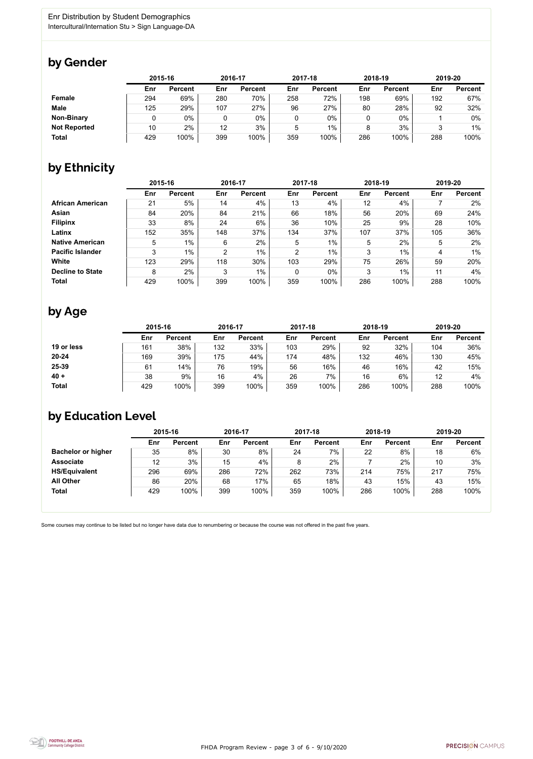Enr Distribution by Student Demographics
Intercultural/Internation Stu > Sign Language-DA

## by Gender

| | 2015-16 | | 2016-17 | | 2017-18 | | 2018-19 | | 2019-20 | |
|---|---|---|---|---|---|---|---|---|---|---|
| | Enr | Percent | Enr | Percent | Enr | Percent | Enr | Percent | Enr | Percent |
| **Female** | 294 | 69% | 280 | 70% | 258 | 72% | 198 | 69% | 192 | 67% |
| **Male** | 125 | 29% | 107 | 27% | 96 | 27% | 80 | 28% | 92 | 32% |
| **Non-Binary** | 0 | 0% | 0 | 0% | 0 | 0% | 0 | 0% | 1 | 0% |
| **Not Reported** | 10 | 2% | 12 | 3% | 5 | 1% | 8 | 3% | 3 | 1% |
| **Total** | 429 | 100% | 399 | 100% | 359 | 100% | 286 | 100% | 288 | 100% |

## by Ethnicity

| | 2015-16 | | 2016-17 | | 2017-18 | | 2018-19 | | 2019-20 | |
|---|---|---|---|---|---|---|---|---|---|---|
| | Enr | Percent | Enr | Percent | Enr | Percent | Enr | Percent | Enr | Percent |
| **African American** | 21 | 5% | 14 | 4% | 13 | 4% | 12 | 4% | 7 | 2% |
| **Asian** | 84 | 20% | 84 | 21% | 66 | 18% | 56 | 20% | 69 | 24% |
| **Filipinx** | 33 | 8% | 24 | 6% | 36 | 10% | 25 | 9% | 28 | 10% |
| **Latinx** | 152 | 35% | 148 | 37% | 134 | 37% | 107 | 37% | 105 | 36% |
| **Native American** | 5 | 1% | 6 | 2% | 5 | 1% | 5 | 2% | 5 | 2% |
| **Pacific Islander** | 3 | 1% | 2 | 1% | 2 | 1% | 3 | 1% | 4 | 1% |
| **White** | 123 | 29% | 118 | 30% | 103 | 29% | 75 | 26% | 59 | 20% |
| **Decline to State** | 8 | 2% | 3 | 1% | 0 | 0% | 3 | 1% | 11 | 4% |
| **Total** | 429 | 100% | 399 | 100% | 359 | 100% | 286 | 100% | 288 | 100% |

## by Age

| | 2015-16 | | 2016-17 | | 2017-18 | | 2018-19 | | 2019-20 | |
|---|---|---|---|---|---|---|---|---|---|---|
| | Enr | Percent | Enr | Percent | Enr | Percent | Enr | Percent | Enr | Percent |
| **19 or less** | 161 | 38% | 132 | 33% | 103 | 29% | 92 | 32% | 104 | 36% |
| **20-24** | 169 | 39% | 175 | 44% | 174 | 48% | 132 | 46% | 130 | 45% |
| **25-39** | 61 | 14% | 76 | 19% | 56 | 16% | 46 | 16% | 42 | 15% |
| **40 +** | 38 | 9% | 16 | 4% | 26 | 7% | 16 | 6% | 12 | 4% |
| **Total** | 429 | 100% | 399 | 100% | 359 | 100% | 286 | 100% | 288 | 100% |

## by Education Level

| | 2015-16 | | 2016-17 | | 2017-18 | | 2018-19 | | 2019-20 | |
|---|---|---|---|---|---|---|---|---|---|---|
| | Enr | Percent | Enr | Percent | Enr | Percent | Enr | Percent | Enr | Percent |
| **Bachelor or higher** | 35 | 8% | 30 | 8% | 24 | 7% | 22 | 8% | 18 | 6% |
| **Associate** | 12 | 3% | 15 | 4% | 8 | 2% | 7 | 2% | 10 | 3% |
| **HS/Equivalent** | 296 | 69% | 286 | 72% | 262 | 73% | 214 | 75% | 217 | 75% |
| **All Other** | 86 | 20% | 68 | 17% | 65 | 18% | 43 | 15% | 43 | 15% |
| **Total** | 429 | 100% | 399 | 100% | 359 | 100% | 286 | 100% | 288 | 100% |

Some courses may continue to be listed but no longer have data due to renumbering or because the course was not offered in the past five years.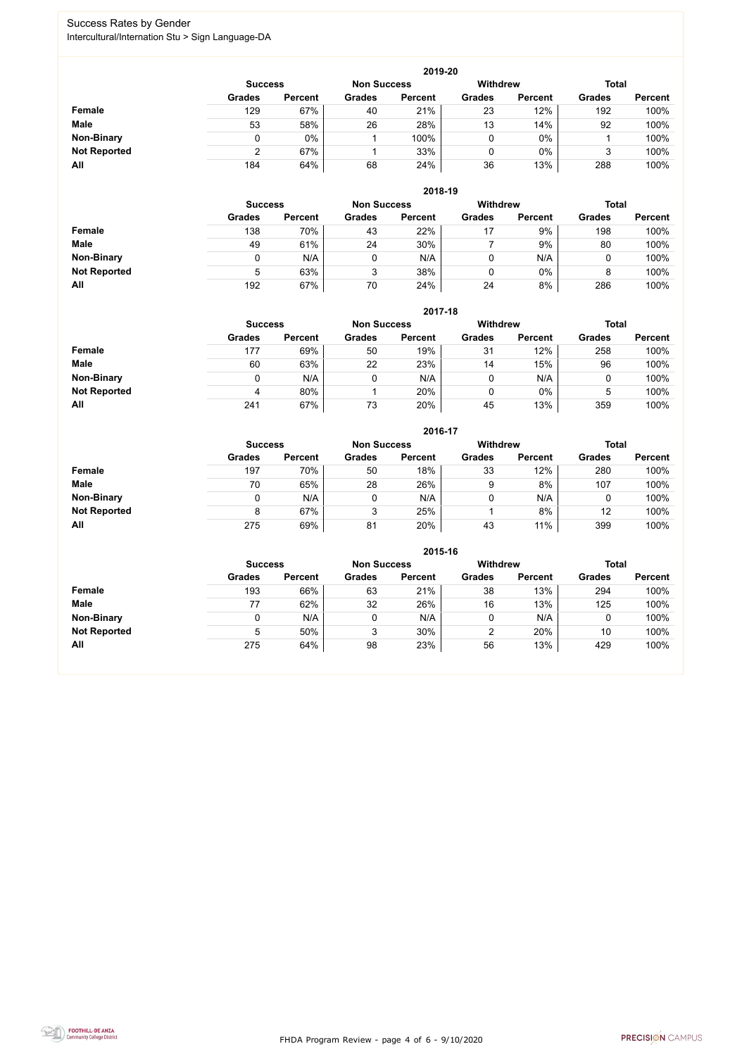# Success Rates by Gender

Intercultural/Internation Stu > Sign Language-DA

## 2019-20

| | Success | | Non Success | | Withdrew | | Total | |
|---|---|---|---|---|---|---|---|---|
| | Grades | Percent | Grades | Percent | Grades | Percent | Grades | Percent |
| **Female** | 129 | 67% | 40 | 21% | 23 | 12% | 192 | 100% |
| **Male** | 53 | 58% | 26 | 28% | 13 | 14% | 92 | 100% |
| **Non-Binary** | 0 | 0% | 1 | 100% | 0 | 0% | 1 | 100% |
| **Not Reported** | 2 | 67% | 1 | 33% | 0 | 0% | 3 | 100% |
| **All** | 184 | 64% | 68 | 24% | 36 | 13% | 288 | 100% |

## 2018-19

| | Success | | Non Success | | Withdrew | | Total | |
|---|---|---|---|---|---|---|---|---|
| | Grades | Percent | Grades | Percent | Grades | Percent | Grades | Percent |
| **Female** | 138 | 70% | 43 | 22% | 17 | 9% | 198 | 100% |
| **Male** | 49 | 61% | 24 | 30% | 7 | 9% | 80 | 100% |
| **Non-Binary** | 0 | N/A | 0 | N/A | 0 | N/A | 0 | 100% |
| **Not Reported** | 5 | 63% | 3 | 38% | 0 | 0% | 8 | 100% |
| **All** | 192 | 67% | 70 | 24% | 24 | 8% | 286 | 100% |

## 2017-18

| | Success | | Non Success | | Withdrew | | Total | |
|---|---|---|---|---|---|---|---|---|
| | Grades | Percent | Grades | Percent | Grades | Percent | Grades | Percent |
| **Female** | 177 | 69% | 50 | 19% | 31 | 12% | 258 | 100% |
| **Male** | 60 | 63% | 22 | 23% | 14 | 15% | 96 | 100% |
| **Non-Binary** | 0 | N/A | 0 | N/A | 0 | N/A | 0 | 100% |
| **Not Reported** | 4 | 80% | 1 | 20% | 0 | 0% | 5 | 100% |
| **All** | 241 | 67% | 73 | 20% | 45 | 13% | 359 | 100% |

## 2016-17

| | Success | | Non Success | | Withdrew | | Total | |
|---|---|---|---|---|---|---|---|---|
| | Grades | Percent | Grades | Percent | Grades | Percent | Grades | Percent |
| **Female** | 197 | 70% | 50 | 18% | 33 | 12% | 280 | 100% |
| **Male** | 70 | 65% | 28 | 26% | 9 | 8% | 107 | 100% |
| **Non-Binary** | 0 | N/A | 0 | N/A | 0 | N/A | 0 | 100% |
| **Not Reported** | 8 | 67% | 3 | 25% | 1 | 8% | 12 | 100% |
| **All** | 275 | 69% | 81 | 20% | 43 | 11% | 399 | 100% |

## 2015-16

| | Success | | Non Success | | Withdrew | | Total | |
|---|---|---|---|---|---|---|---|---|
| | Grades | Percent | Grades | Percent | Grades | Percent | Grades | Percent |
| **Female** | 193 | 66% | 63 | 21% | 38 | 13% | 294 | 100% |
| **Male** | 77 | 62% | 32 | 26% | 16 | 13% | 125 | 100% |
| **Non-Binary** | 0 | N/A | 0 | N/A | 0 | N/A | 0 | 100% |
| **Not Reported** | 5 | 50% | 3 | 30% | 2 | 20% | 10 | 100% |
| **All** | 275 | 64% | 98 | 23% | 56 | 13% | 429 | 100% |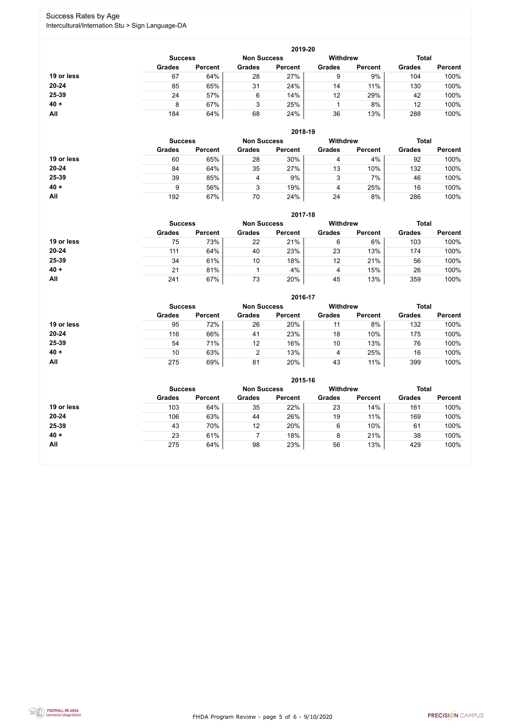# Success Rates by Age

Intercultural/Internation Stu > Sign Language-DA

## 2019-20

| | Success | | Non Success | | Withdrew | | Total | |
|---|---|---|---|---|---|---|---|---|
| | Grades | Percent | Grades | Percent | Grades | Percent | Grades | Percent |
| 19 or less | 67 | 64% | 28 | 27% | 9 | 9% | 104 | 100% |
| 20-24 | 85 | 65% | 31 | 24% | 14 | 11% | 130 | 100% |
| 25-39 | 24 | 57% | 6 | 14% | 12 | 29% | 42 | 100% |
| 40 + | 8 | 67% | 3 | 25% | 1 | 8% | 12 | 100% |
| All | 184 | 64% | 68 | 24% | 36 | 13% | 288 | 100% |

## 2018-19

| | Success | | Non Success | | Withdrew | | Total | |
|---|---|---|---|---|---|---|---|---|
| | Grades | Percent | Grades | Percent | Grades | Percent | Grades | Percent |
| 19 or less | 60 | 65% | 28 | 30% | 4 | 4% | 92 | 100% |
| 20-24 | 84 | 64% | 35 | 27% | 13 | 10% | 132 | 100% |
| 25-39 | 39 | 85% | 4 | 9% | 3 | 7% | 46 | 100% |
| 40 + | 9 | 56% | 3 | 19% | 4 | 25% | 16 | 100% |
| All | 192 | 67% | 70 | 24% | 24 | 8% | 286 | 100% |

## 2017-18

| | Success | | Non Success | | Withdrew | | Total | |
|---|---|---|---|---|---|---|---|---|
| | Grades | Percent | Grades | Percent | Grades | Percent | Grades | Percent |
| 19 or less | 75 | 73% | 22 | 21% | 6 | 6% | 103 | 100% |
| 20-24 | 111 | 64% | 40 | 23% | 23 | 13% | 174 | 100% |
| 25-39 | 34 | 61% | 10 | 18% | 12 | 21% | 56 | 100% |
| 40 + | 21 | 81% | 1 | 4% | 4 | 15% | 26 | 100% |
| All | 241 | 67% | 73 | 20% | 45 | 13% | 359 | 100% |

## 2016-17

| | Success | | Non Success | | Withdrew | | Total | |
|---|---|---|---|---|---|---|---|---|
| | Grades | Percent | Grades | Percent | Grades | Percent | Grades | Percent |
| 19 or less | 95 | 72% | 26 | 20% | 11 | 8% | 132 | 100% |
| 20-24 | 116 | 66% | 41 | 23% | 18 | 10% | 175 | 100% |
| 25-39 | 54 | 71% | 12 | 16% | 10 | 13% | 76 | 100% |
| 40 + | 10 | 63% | 2 | 13% | 4 | 25% | 16 | 100% |
| All | 275 | 69% | 81 | 20% | 43 | 11% | 399 | 100% |

## 2015-16

| | Success | | Non Success | | Withdrew | | Total | |
|---|---|---|---|---|---|---|---|---|
| | Grades | Percent | Grades | Percent | Grades | Percent | Grades | Percent |
| 19 or less | 103 | 64% | 35 | 22% | 23 | 14% | 161 | 100% |
| 20-24 | 106 | 63% | 44 | 26% | 19 | 11% | 169 | 100% |
| 25-39 | 43 | 70% | 12 | 20% | 6 | 10% | 61 | 100% |
| 40 + | 23 | 61% | 7 | 18% | 8 | 21% | 38 | 100% |
| All | 275 | 64% | 98 | 23% | 56 | 13% | 429 | 100% |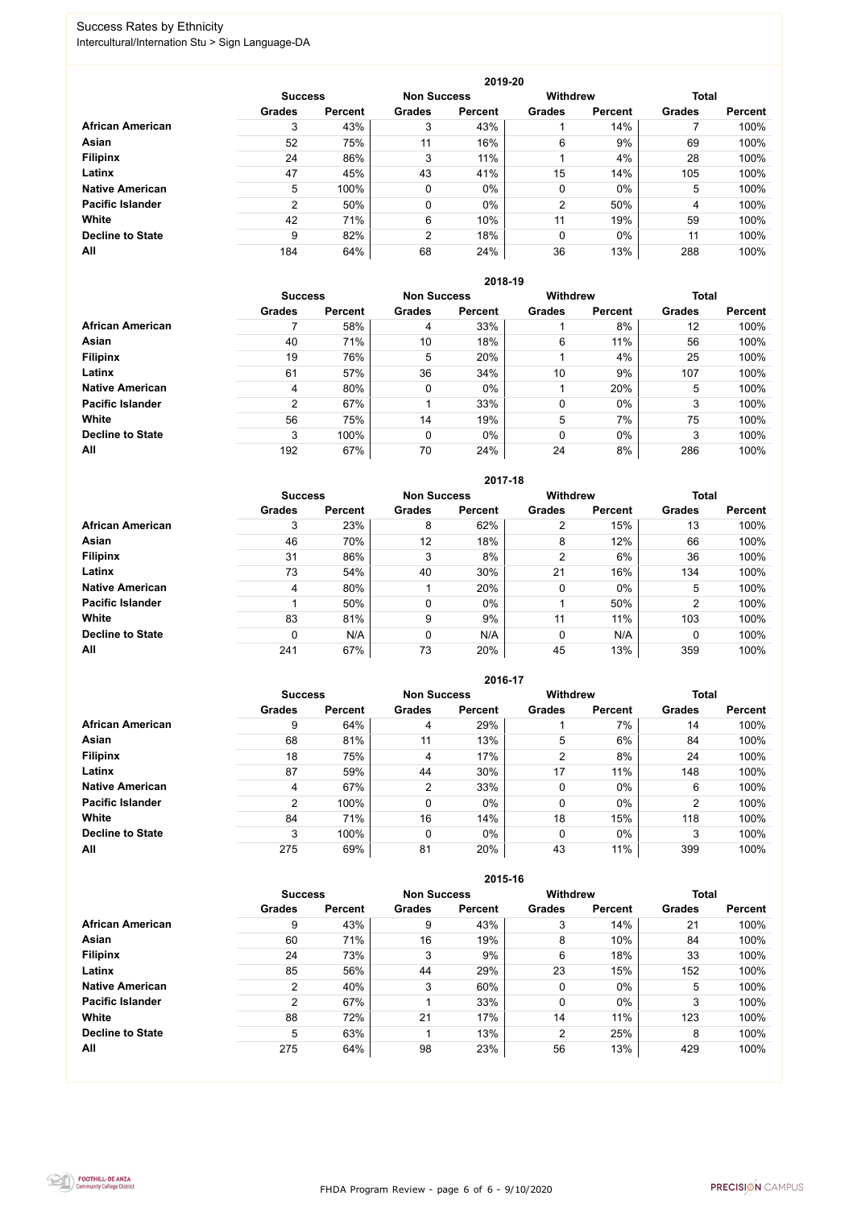# Success Rates by Ethnicity

Intercultural/Internation Stu > Sign Language-DA

## 2019-20

| | Success | | Non Success | | Withdrew | | Total | |
|---|---|---|---|---|---|---|---|---|
| | Grades | Percent | Grades | Percent | Grades | Percent | Grades | Percent |
| **African American** | 3 | 43% | 3 | 43% | 1 | 14% | 7 | 100% |
| **Asian** | 52 | 75% | 11 | 16% | 6 | 9% | 69 | 100% |
| **Filipinx** | 24 | 86% | 3 | 11% | 1 | 4% | 28 | 100% |
| **Latinx** | 47 | 45% | 43 | 41% | 15 | 14% | 105 | 100% |
| **Native American** | 5 | 100% | 0 | 0% | 0 | 0% | 5 | 100% |
| **Pacific Islander** | 2 | 50% | 0 | 0% | 2 | 50% | 4 | 100% |
| **White** | 42 | 71% | 6 | 10% | 11 | 19% | 59 | 100% |
| **Decline to State** | 9 | 82% | 2 | 18% | 0 | 0% | 11 | 100% |
| **All** | 184 | 64% | 68 | 24% | 36 | 13% | 288 | 100% |

## 2018-19

| | Success | | Non Success | | Withdrew | | Total | |
|---|---|---|---|---|---|---|---|---|
| | Grades | Percent | Grades | Percent | Grades | Percent | Grades | Percent |
| **African American** | 7 | 58% | 4 | 33% | 1 | 8% | 12 | 100% |
| **Asian** | 40 | 71% | 10 | 18% | 6 | 11% | 56 | 100% |
| **Filipinx** | 19 | 76% | 5 | 20% | 1 | 4% | 25 | 100% |
| **Latinx** | 61 | 57% | 36 | 34% | 10 | 9% | 107 | 100% |
| **Native American** | 4 | 80% | 0 | 0% | 1 | 20% | 5 | 100% |
| **Pacific Islander** | 2 | 67% | 1 | 33% | 0 | 0% | 3 | 100% |
| **White** | 56 | 75% | 14 | 19% | 5 | 7% | 75 | 100% |
| **Decline to State** | 3 | 100% | 0 | 0% | 0 | 0% | 3 | 100% |
| **All** | 192 | 67% | 70 | 24% | 24 | 8% | 286 | 100% |

## 2017-18

| | Success | | Non Success | | Withdrew | | Total | |
|---|---|---|---|---|---|---|---|---|
| | Grades | Percent | Grades | Percent | Grades | Percent | Grades | Percent |
| **African American** | 3 | 23% | 8 | 62% | 2 | 15% | 13 | 100% |
| **Asian** | 46 | 70% | 12 | 18% | 8 | 12% | 66 | 100% |
| **Filipinx** | 31 | 86% | 3 | 8% | 2 | 6% | 36 | 100% |
| **Latinx** | 73 | 54% | 40 | 30% | 21 | 16% | 134 | 100% |
| **Native American** | 4 | 80% | 1 | 20% | 0 | 0% | 5 | 100% |
| **Pacific Islander** | 1 | 50% | 0 | 0% | 1 | 50% | 2 | 100% |
| **White** | 83 | 81% | 9 | 9% | 11 | 11% | 103 | 100% |
| **Decline to State** | 0 | N/A | 0 | N/A | 0 | N/A | 0 | 100% |
| **All** | 241 | 67% | 73 | 20% | 45 | 13% | 359 | 100% |

## 2016-17

| | Success | | Non Success | | Withdrew | | Total | |
|---|---|---|---|---|---|---|---|---|
| | Grades | Percent | Grades | Percent | Grades | Percent | Grades | Percent |
| **African American** | 9 | 64% | 4 | 29% | 1 | 7% | 14 | 100% |
| **Asian** | 68 | 81% | 11 | 13% | 5 | 6% | 84 | 100% |
| **Filipinx** | 18 | 75% | 4 | 17% | 2 | 8% | 24 | 100% |
| **Latinx** | 87 | 59% | 44 | 30% | 17 | 11% | 148 | 100% |
| **Native American** | 4 | 67% | 2 | 33% | 0 | 0% | 6 | 100% |
| **Pacific Islander** | 2 | 100% | 0 | 0% | 0 | 0% | 2 | 100% |
| **White** | 84 | 71% | 16 | 14% | 18 | 15% | 118 | 100% |
| **Decline to State** | 3 | 100% | 0 | 0% | 0 | 0% | 3 | 100% |
| **All** | 275 | 69% | 81 | 20% | 43 | 11% | 399 | 100% |

## 2015-16

| | Success | | Non Success | | Withdrew | | Total | |
|---|---|---|---|---|---|---|---|---|
| | Grades | Percent | Grades | Percent | Grades | Percent | Grades | Percent |
| **African American** | 9 | 43% | 9 | 43% | 3 | 14% | 21 | 100% |
| **Asian** | 60 | 71% | 16 | 19% | 8 | 10% | 84 | 100% |
| **Filipinx** | 24 | 73% | 3 | 9% | 6 | 18% | 33 | 100% |
| **Latinx** | 85 | 56% | 44 | 29% | 23 | 15% | 152 | 100% |
| **Native American** | 2 | 40% | 3 | 60% | 0 | 0% | 5 | 100% |
| **Pacific Islander** | 2 | 67% | 1 | 33% | 0 | 0% | 3 | 100% |
| **White** | 88 | 72% | 21 | 17% | 14 | 11% | 123 | 100% |
| **Decline to State** | 5 | 63% | 1 | 13% | 2 | 25% | 8 | 100% |
| **All** | 275 | 64% | 98 | 23% | 56 | 13% | 429 | 100% |